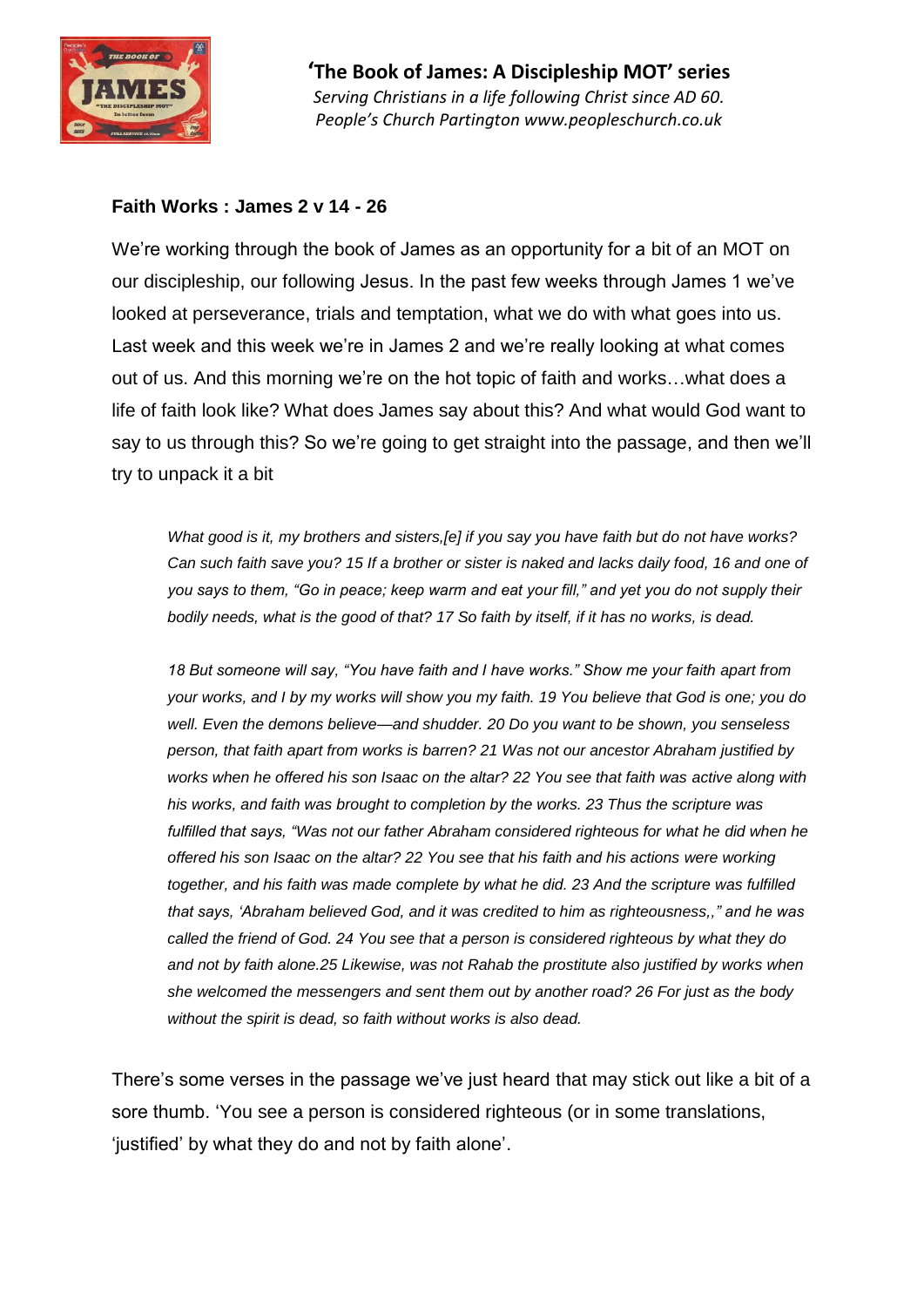**'The Book of James: A Discipleship MOT' series**

*Serving Christians in a life following Christ since AD 60.*
*People's Church Partington www.peopleschurch.co.uk*

**Faith Works : James 2 v 14 - 26**

We're working through the book of James as an opportunity for a bit of an MOT on our discipleship, our following Jesus. In the past few weeks through James 1 we've looked at perseverance, trials and temptation, what we do with what goes into us. Last week and this week we're in James 2 and we're really looking at what comes out of us. And this morning we're on the hot topic of faith and works…what does a life of faith look like? What does James say about this? And what would God want to say to us through this? So we're going to get straight into the passage, and then we'll try to unpack it a bit

> *What good is it, my brothers and sisters,[e] if you say you have faith but do not have works? Can such faith save you? 15 If a brother or sister is naked and lacks daily food, 16 and one of you says to them, "Go in peace; keep warm and eat your fill," and yet you do not supply their bodily needs, what is the good of that? 17 So faith by itself, if it has no works, is dead.*
>
> *18 But someone will say, "You have faith and I have works." Show me your faith apart from your works, and I by my works will show you my faith. 19 You believe that God is one; you do well. Even the demons believe—and shudder. 20 Do you want to be shown, you senseless person, that faith apart from works is barren? 21 Was not our ancestor Abraham justified by works when he offered his son Isaac on the altar? 22 You see that faith was active along with his works, and faith was brought to completion by the works. 23 Thus the scripture was fulfilled that says, "Was not our father Abraham considered righteous for what he did when he offered his son Isaac on the altar? 22 You see that his faith and his actions were working together, and his faith was made complete by what he did. 23 And the scripture was fulfilled that says, 'Abraham believed God, and it was credited to him as righteousness,," and he was called the friend of God. 24 You see that a person is considered righteous by what they do and not by faith alone.25 Likewise, was not Rahab the prostitute also justified by works when she welcomed the messengers and sent them out by another road? 26 For just as the body without the spirit is dead, so faith without works is also dead.*

There's some verses in the passage we've just heard that may stick out like a bit of a sore thumb. 'You see a person is considered righteous (or in some translations, 'justified' by what they do and not by faith alone'.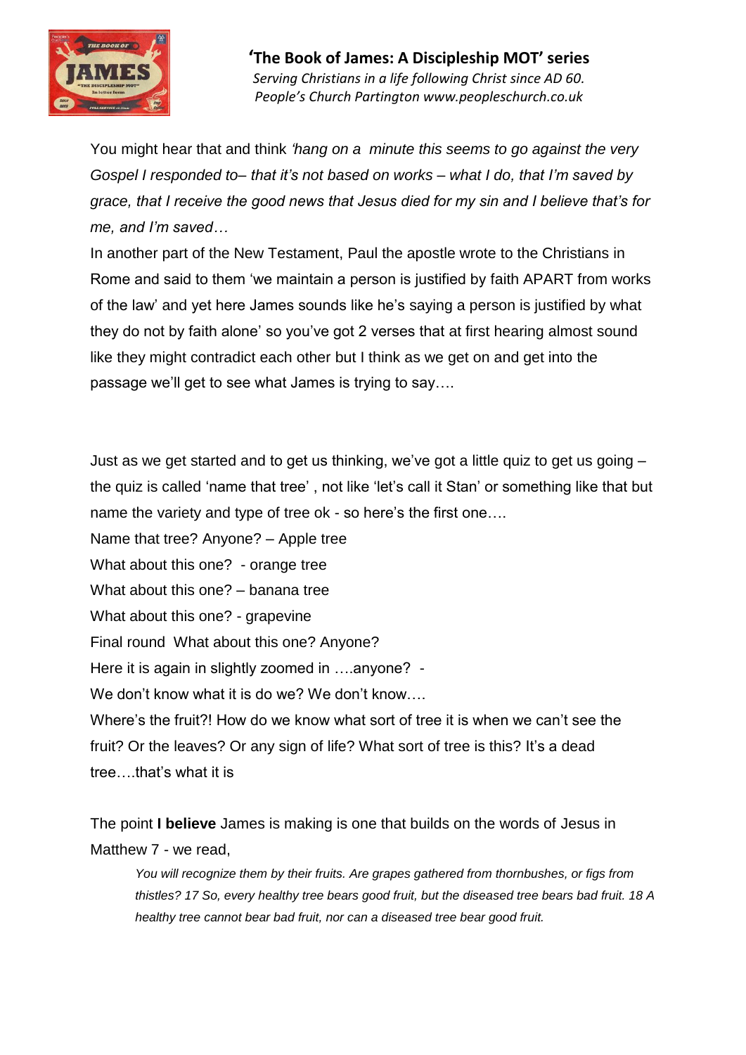You might hear that and think *'hang on a minute this seems to go against the very Gospel I responded to– that it's not based on works – what I do, that I'm saved by grace, that I receive the good news that Jesus died for my sin and I believe that's for me, and I'm saved…*

In another part of the New Testament, Paul the apostle wrote to the Christians in Rome and said to them 'we maintain a person is justified by faith APART from works of the law' and yet here James sounds like he's saying a person is justified by what they do not by faith alone' so you've got 2 verses that at first hearing almost sound like they might contradict each other but I think as we get on and get into the passage we'll get to see what James is trying to say….

Just as we get started and to get us thinking, we've got a little quiz to get us going – the quiz is called 'name that tree' , not like 'let's call it Stan' or something like that but name the variety and type of tree ok - so here's the first one….

Name that tree? Anyone? – Apple tree

What about this one? - orange tree

What about this one? – banana tree

What about this one? - grapevine

Final round What about this one? Anyone?

Here it is again in slightly zoomed in ….anyone? -

We don't know what it is do we? We don't know….

Where's the fruit?! How do we know what sort of tree it is when we can't see the fruit? Or the leaves? Or any sign of life? What sort of tree is this? It's a dead tree….that's what it is

The point **I believe** James is making is one that builds on the words of Jesus in Matthew 7 - we read,

> *You will recognize them by their fruits. Are grapes gathered from thornbushes, or figs from thistles? 17 So, every healthy tree bears good fruit, but the diseased tree bears bad fruit. 18 A healthy tree cannot bear bad fruit, nor can a diseased tree bear good fruit.*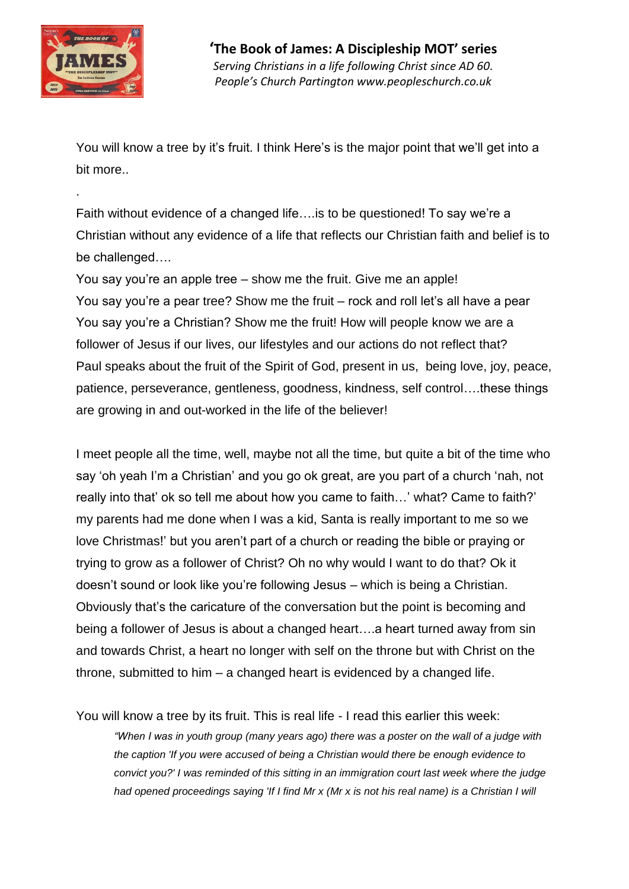You will know a tree by it's fruit. I think Here's is the major point that we'll get into a bit more..

.

Faith without evidence of a changed life….is to be questioned! To say we're a Christian without any evidence of a life that reflects our Christian faith and belief is to be challenged….

You say you're an apple tree – show me the fruit. Give me an apple!

You say you're a pear tree? Show me the fruit – rock and roll let's all have a pear

You say you're a Christian? Show me the fruit! How will people know we are a follower of Jesus if our lives, our lifestyles and our actions do not reflect that?

Paul speaks about the fruit of the Spirit of God, present in us, being love, joy, peace, patience, perseverance, gentleness, goodness, kindness, self control….these things are growing in and out-worked in the life of the believer!

I meet people all the time, well, maybe not all the time, but quite a bit of the time who say 'oh yeah I'm a Christian' and you go ok great, are you part of a church 'nah, not really into that' ok so tell me about how you came to faith…' what? Came to faith?' my parents had me done when I was a kid, Santa is really important to me so we love Christmas!' but you aren't part of a church or reading the bible or praying or trying to grow as a follower of Christ? Oh no why would I want to do that? Ok it doesn't sound or look like you're following Jesus – which is being a Christian. Obviously that's the caricature of the conversation but the point is becoming and being a follower of Jesus is about a changed heart….a heart turned away from sin and towards Christ, a heart no longer with self on the throne but with Christ on the throne, submitted to him – a changed heart is evidenced by a changed life.

You will know a tree by its fruit. This is real life - I read this earlier this week:

> *"When I was in youth group (many years ago) there was a poster on the wall of a judge with the caption 'If you were accused of being a Christian would there be enough evidence to convict you?' I was reminded of this sitting in an immigration court last week where the judge had opened proceedings saying 'If I find Mr x (Mr x is not his real name) is a Christian I will*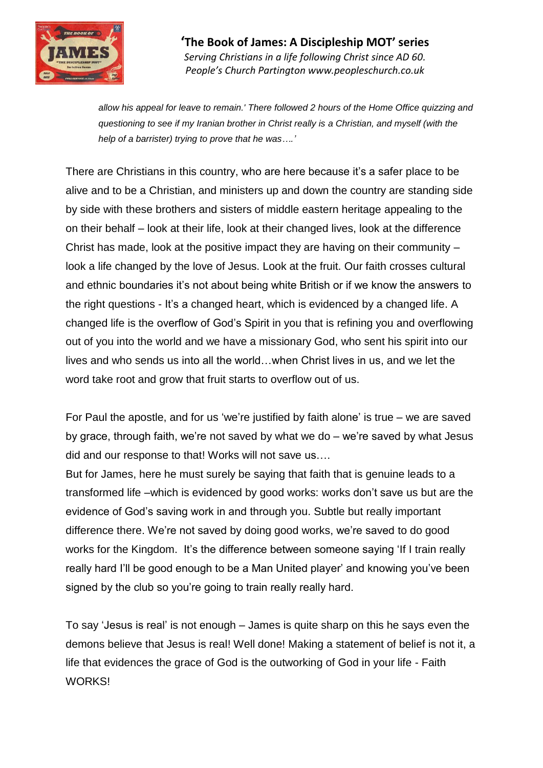*allow his appeal for leave to remain.' There followed 2 hours of the Home Office quizzing and questioning to see if my Iranian brother in Christ really is a Christian, and myself (with the help of a barrister) trying to prove that he was….'*

There are Christians in this country, who are here because it's a safer place to be alive and to be a Christian, and ministers up and down the country are standing side by side with these brothers and sisters of middle eastern heritage appealing to the on their behalf – look at their life, look at their changed lives, look at the difference Christ has made, look at the positive impact they are having on their community – look a life changed by the love of Jesus. Look at the fruit. Our faith crosses cultural and ethnic boundaries it's not about being white British or if we know the answers to the right questions - It's a changed heart, which is evidenced by a changed life. A changed life is the overflow of God's Spirit in you that is refining you and overflowing out of you into the world and we have a missionary God, who sent his spirit into our lives and who sends us into all the world…when Christ lives in us, and we let the word take root and grow that fruit starts to overflow out of us.

For Paul the apostle, and for us 'we're justified by faith alone' is true – we are saved by grace, through faith, we're not saved by what we do – we're saved by what Jesus did and our response to that! Works will not save us….

But for James, here he must surely be saying that faith that is genuine leads to a transformed life –which is evidenced by good works: works don't save us but are the evidence of God's saving work in and through you. Subtle but really important difference there. We're not saved by doing good works, we're saved to do good works for the Kingdom. It's the difference between someone saying 'If I train really really hard I'll be good enough to be a Man United player' and knowing you've been signed by the club so you're going to train really really hard.

To say 'Jesus is real' is not enough – James is quite sharp on this he says even the demons believe that Jesus is real! Well done! Making a statement of belief is not it, a life that evidences the grace of God is the outworking of God in your life - Faith WORKS!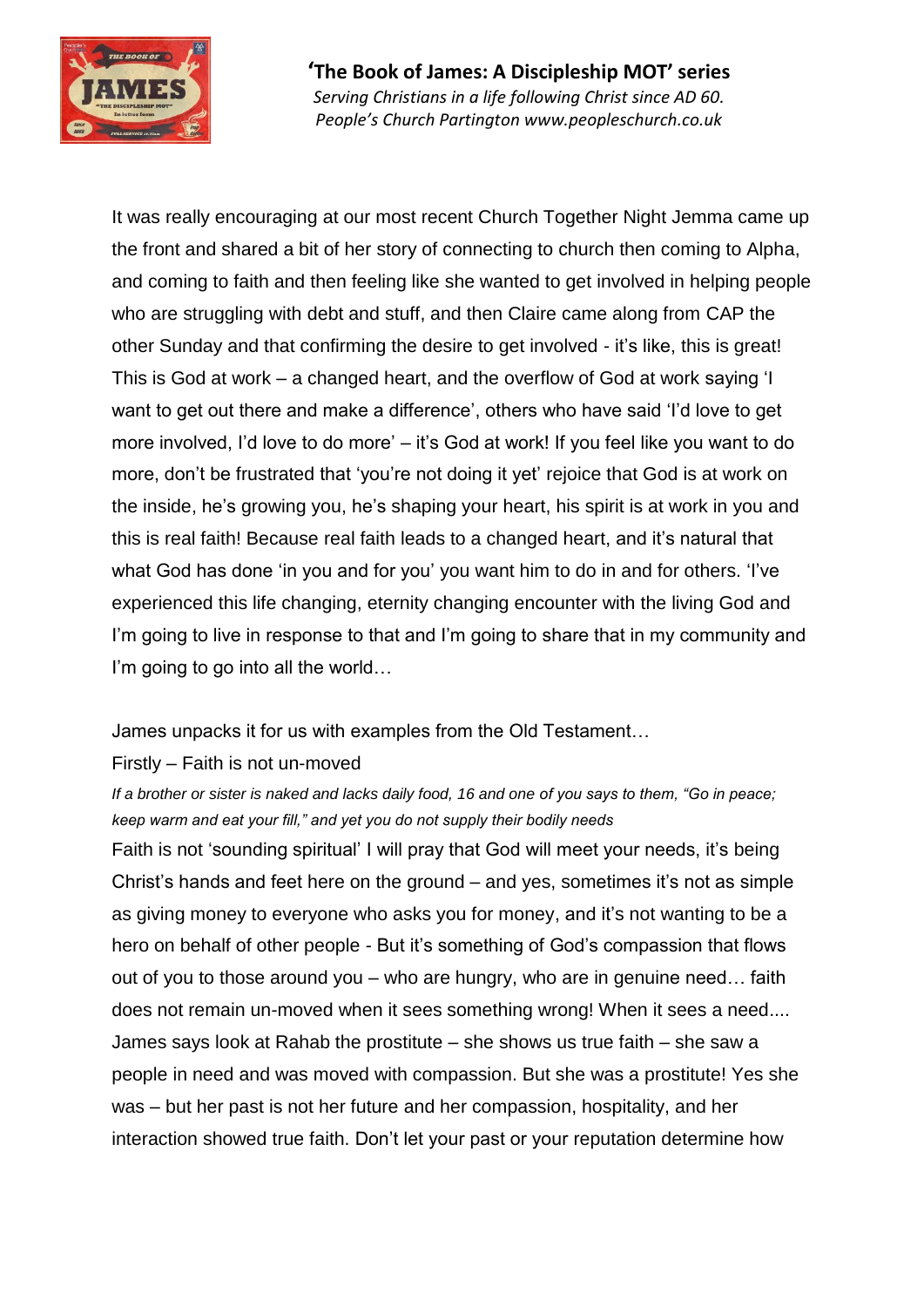It was really encouraging at our most recent Church Together Night Jemma came up the front and shared a bit of her story of connecting to church then coming to Alpha, and coming to faith and then feeling like she wanted to get involved in helping people who are struggling with debt and stuff, and then Claire came along from CAP the other Sunday and that confirming the desire to get involved - it's like, this is great! This is God at work – a changed heart, and the overflow of God at work saying 'I want to get out there and make a difference', others who have said 'I'd love to get more involved, I'd love to do more' – it's God at work! If you feel like you want to do more, don't be frustrated that 'you're not doing it yet' rejoice that God is at work on the inside, he's growing you, he's shaping your heart, his spirit is at work in you and this is real faith! Because real faith leads to a changed heart, and it's natural that what God has done 'in you and for you' you want him to do in and for others. 'I've experienced this life changing, eternity changing encounter with the living God and I'm going to live in response to that and I'm going to share that in my community and I'm going to go into all the world…

James unpacks it for us with examples from the Old Testament…

Firstly – Faith is not un-moved

*If a brother or sister is naked and lacks daily food, 16 and one of you says to them, "Go in peace; keep warm and eat your fill," and yet you do not supply their bodily needs*

Faith is not 'sounding spiritual' I will pray that God will meet your needs, it's being Christ's hands and feet here on the ground – and yes, sometimes it's not as simple as giving money to everyone who asks you for money, and it's not wanting to be a hero on behalf of other people - But it's something of God's compassion that flows out of you to those around you – who are hungry, who are in genuine need… faith does not remain un-moved when it sees something wrong! When it sees a need.... James says look at Rahab the prostitute – she shows us true faith – she saw a people in need and was moved with compassion. But she was a prostitute! Yes she was – but her past is not her future and her compassion, hospitality, and her interaction showed true faith. Don't let your past or your reputation determine how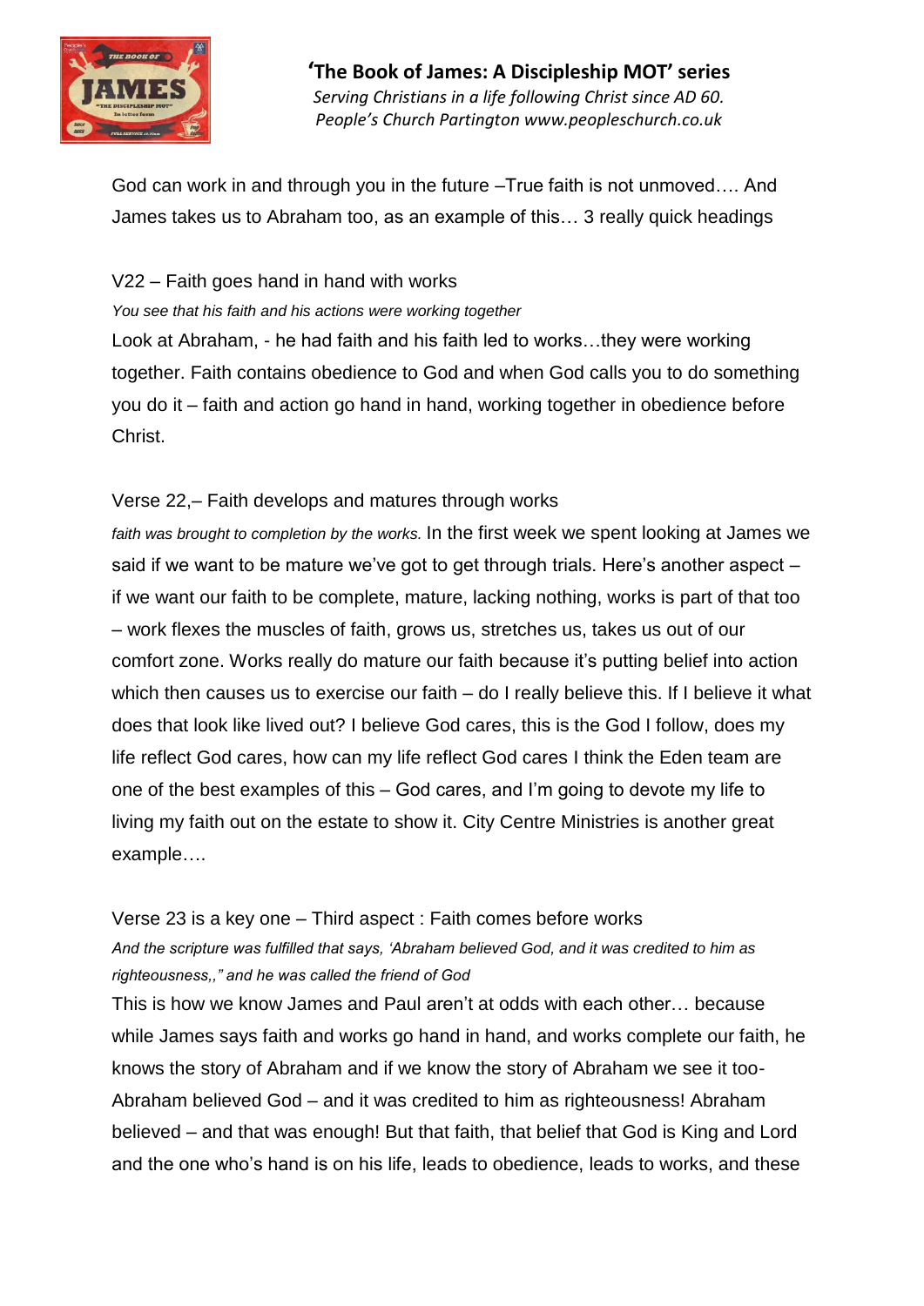God can work in and through you in the future –True faith is not unmoved…. And James takes us to Abraham too, as an example of this… 3 really quick headings

V22 – Faith goes hand in hand with works

*You see that his faith and his actions were working together*

Look at Abraham, - he had faith and his faith led to works…they were working together. Faith contains obedience to God and when God calls you to do something you do it – faith and action go hand in hand, working together in obedience before Christ.

Verse 22,– Faith develops and matures through works

*faith was brought to completion by the works.* In the first week we spent looking at James we said if we want to be mature we've got to get through trials. Here's another aspect – if we want our faith to be complete, mature, lacking nothing, works is part of that too – work flexes the muscles of faith, grows us, stretches us, takes us out of our comfort zone. Works really do mature our faith because it's putting belief into action which then causes us to exercise our faith – do I really believe this. If I believe it what does that look like lived out? I believe God cares, this is the God I follow, does my life reflect God cares, how can my life reflect God cares I think the Eden team are one of the best examples of this – God cares, and I'm going to devote my life to living my faith out on the estate to show it. City Centre Ministries is another great example….

Verse 23 is a key one – Third aspect : Faith comes before works

*And the scripture was fulfilled that says, 'Abraham believed God, and it was credited to him as righteousness,," and he was called the friend of God*

This is how we know James and Paul aren't at odds with each other… because while James says faith and works go hand in hand, and works complete our faith, he knows the story of Abraham and if we know the story of Abraham we see it too- Abraham believed God – and it was credited to him as righteousness! Abraham believed – and that was enough! But that faith, that belief that God is King and Lord and the one who's hand is on his life, leads to obedience, leads to works, and these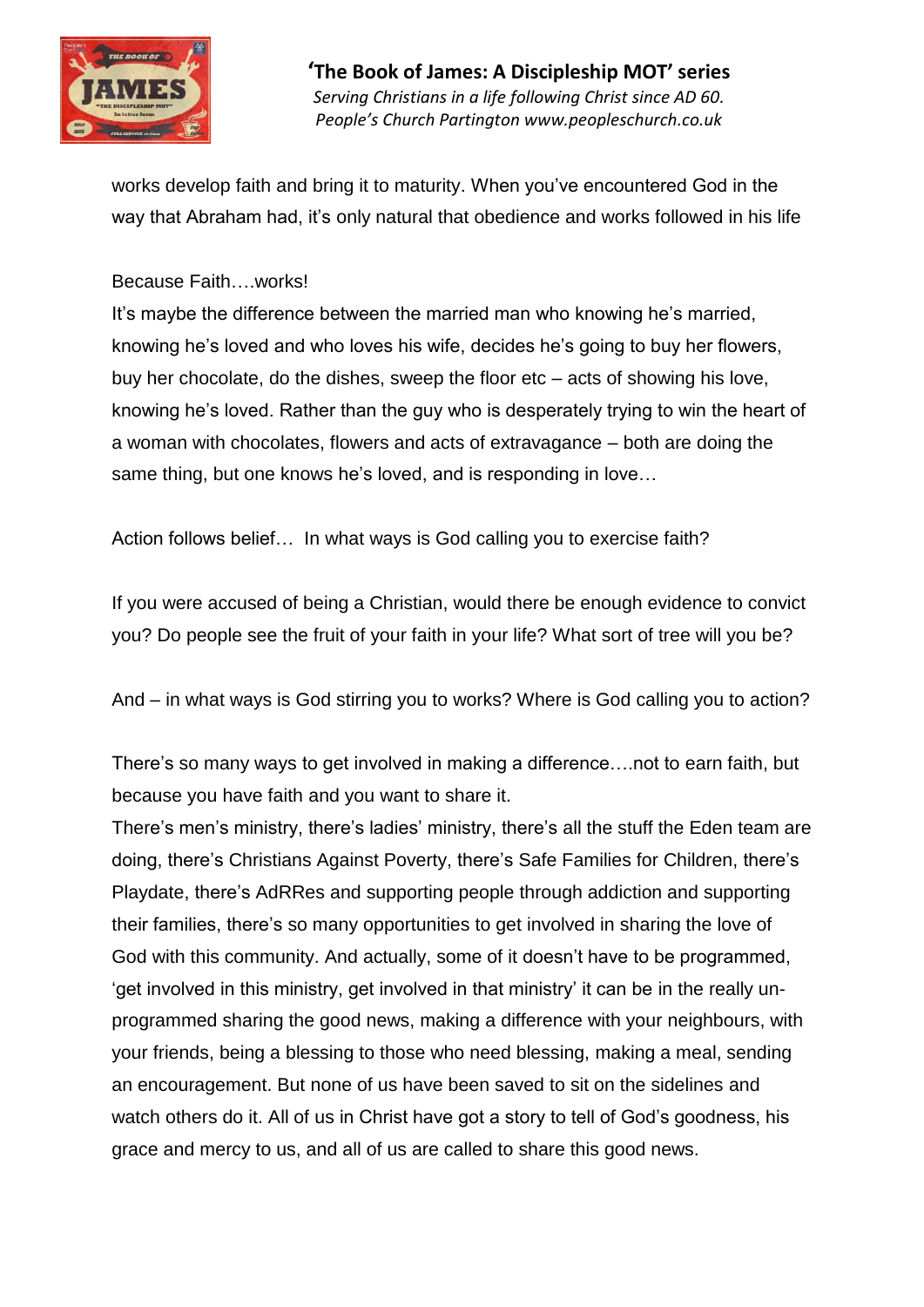works develop faith and bring it to maturity. When you've encountered God in the way that Abraham had, it's only natural that obedience and works followed in his life

Because Faith….works!

It's maybe the difference between the married man who knowing he's married, knowing he's loved and who loves his wife, decides he's going to buy her flowers, buy her chocolate, do the dishes, sweep the floor etc – acts of showing his love, knowing he's loved. Rather than the guy who is desperately trying to win the heart of a woman with chocolates, flowers and acts of extravagance – both are doing the same thing, but one knows he's loved, and is responding in love…

Action follows belief… In what ways is God calling you to exercise faith?

If you were accused of being a Christian, would there be enough evidence to convict you? Do people see the fruit of your faith in your life? What sort of tree will you be?

And – in what ways is God stirring you to works? Where is God calling you to action?

There's so many ways to get involved in making a difference….not to earn faith, but because you have faith and you want to share it.

There's men's ministry, there's ladies' ministry, there's all the stuff the Eden team are doing, there's Christians Against Poverty, there's Safe Families for Children, there's Playdate, there's AdRRes and supporting people through addiction and supporting their families, there's so many opportunities to get involved in sharing the love of God with this community. And actually, some of it doesn't have to be programmed, 'get involved in this ministry, get involved in that ministry' it can be in the really un-programmed sharing the good news, making a difference with your neighbours, with your friends, being a blessing to those who need blessing, making a meal, sending an encouragement. But none of us have been saved to sit on the sidelines and watch others do it. All of us in Christ have got a story to tell of God's goodness, his grace and mercy to us, and all of us are called to share this good news.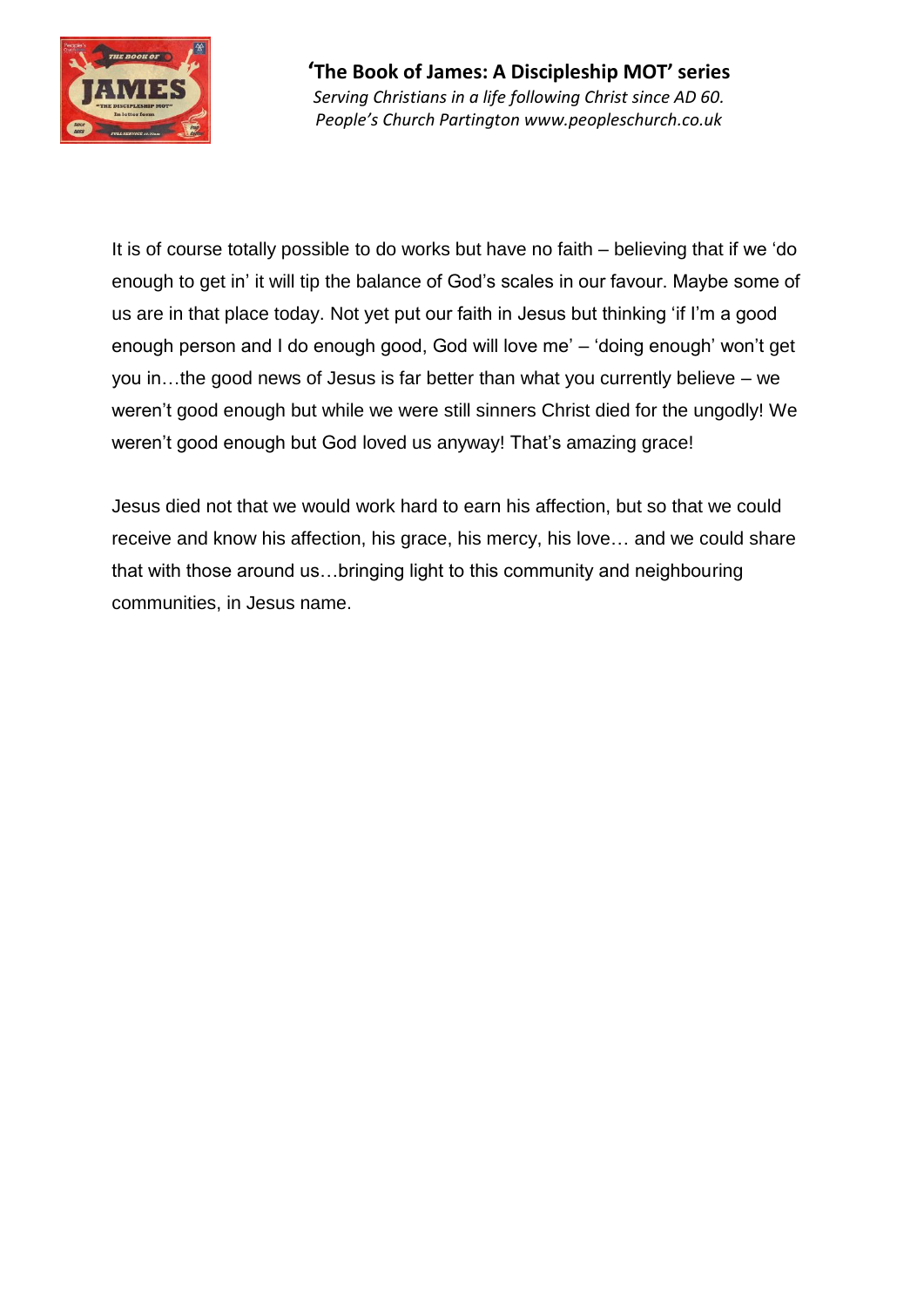It is of course totally possible to do works but have no faith – believing that if we 'do enough to get in' it will tip the balance of God's scales in our favour. Maybe some of us are in that place today. Not yet put our faith in Jesus but thinking 'if I'm a good enough person and I do enough good, God will love me' – 'doing enough' won't get you in…the good news of Jesus is far better than what you currently believe – we weren't good enough but while we were still sinners Christ died for the ungodly! We weren't good enough but God loved us anyway! That's amazing grace!

Jesus died not that we would work hard to earn his affection, but so that we could receive and know his affection, his grace, his mercy, his love… and we could share that with those around us…bringing light to this community and neighbouring communities, in Jesus name.